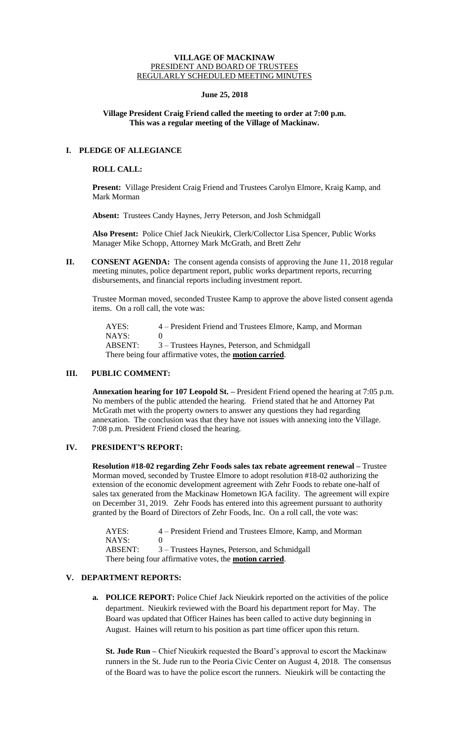# VILLAGE OF MACKINAW
## PRESIDENT AND BOARD OF TRUSTEES
## REGULARLY SCHEDULED MEETING MINUTES

**June 25, 2018**

**Village President Craig Friend called the meeting to order at 7:00 p.m.**
**This was a regular meeting of the Village of Mackinaw.**

## I. PLEDGE OF ALLEGIANCE

**ROLL CALL:**

**Present:** Village President Craig Friend and Trustees Carolyn Elmore, Kraig Kamp, and Mark Morman

**Absent:** Trustees Candy Haynes, Jerry Peterson, and Josh Schmidgall

**Also Present:** Police Chief Jack Nieukirk, Clerk/Collector Lisa Spencer, Public Works Manager Mike Schopp, Attorney Mark McGrath, and Brett Zehr

## II. CONSENT AGENDA:

The consent agenda consists of approving the June 11, 2018 regular meeting minutes, police department report, public works department reports, recurring disbursements, and financial reports including investment report.

Trustee Morman moved, seconded Trustee Kamp to approve the above listed consent agenda items. On a roll call, the vote was:

AYES: 4 – President Friend and Trustees Elmore, Kamp, and Morman
NAYS: 0
ABSENT: 3 – Trustees Haynes, Peterson, and Schmidgall
There being four affirmative votes, the **motion carried**.

## III. PUBLIC COMMENT:

**Annexation hearing for 107 Leopold St. –** President Friend opened the hearing at 7:05 p.m. No members of the public attended the hearing. Friend stated that he and Attorney Pat McGrath met with the property owners to answer any questions they had regarding annexation. The conclusion was that they have not issues with annexing into the Village. 7:08 p.m. President Friend closed the hearing.

## IV. PRESIDENT'S REPORT:

**Resolution #18-02 regarding Zehr Foods sales tax rebate agreement renewal –** Trustee Morman moved, seconded by Trustee Elmore to adopt resolution #18-02 authorizing the extension of the economic development agreement with Zehr Foods to rebate one-half of sales tax generated from the Mackinaw Hometown IGA facility. The agreement will expire on December 31, 2019. Zehr Foods has entered into this agreement pursuant to authority granted by the Board of Directors of Zehr Foods, Inc. On a roll call, the vote was:

AYES: 4 – President Friend and Trustees Elmore, Kamp, and Morman
NAYS: 0
ABSENT: 3 – Trustees Haynes, Peterson, and Schmidgall
There being four affirmative votes, the **motion carried**.

## V. DEPARTMENT REPORTS:

**a. POLICE REPORT:** Police Chief Jack Nieukirk reported on the activities of the police department. Nieukirk reviewed with the Board his department report for May. The Board was updated that Officer Haines has been called to active duty beginning in August. Haines will return to his position as part time officer upon this return.

**St. Jude Run –** Chief Nieukirk requested the Board's approval to escort the Mackinaw runners in the St. Jude run to the Peoria Civic Center on August 4, 2018. The consensus of the Board was to have the police escort the runners. Nieukirk will be contacting the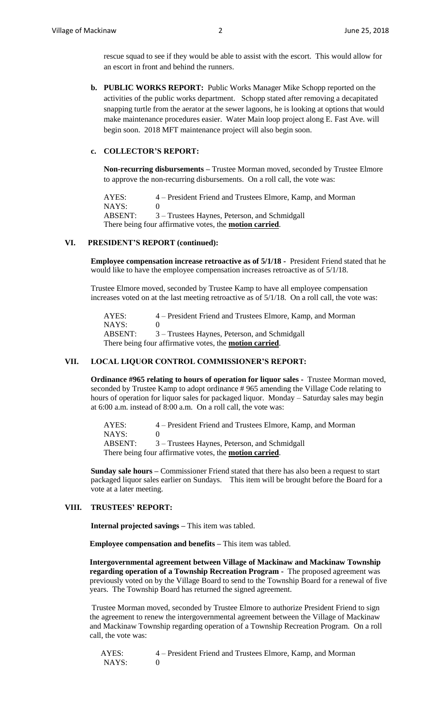rescue squad to see if they would be able to assist with the escort. This would allow for an escort in front and behind the runners.

**b. PUBLIC WORKS REPORT:** Public Works Manager Mike Schopp reported on the activities of the public works department. Schopp stated after removing a decapitated snapping turtle from the aerator at the sewer lagoons, he is looking at options that would make maintenance procedures easier. Water Main loop project along E. Fast Ave. will begin soon. 2018 MFT maintenance project will also begin soon.

**c. COLLECTOR'S REPORT:**

**Non-recurring disbursements –** Trustee Morman moved, seconded by Trustee Elmore to approve the non-recurring disbursements. On a roll call, the vote was:

AYES: 4 – President Friend and Trustees Elmore, Kamp, and Morman
NAYS: 0
ABSENT: 3 – Trustees Haynes, Peterson, and Schmidgall
There being four affirmative votes, the **motion carried**.

## VI. PRESIDENT'S REPORT (continued):

**Employee compensation increase retroactive as of 5/1/18 -** President Friend stated that he would like to have the employee compensation increases retroactive as of 5/1/18.

Trustee Elmore moved, seconded by Trustee Kamp to have all employee compensation increases voted on at the last meeting retroactive as of 5/1/18. On a roll call, the vote was:

AYES: 4 – President Friend and Trustees Elmore, Kamp, and Morman
NAYS: 0
ABSENT: 3 – Trustees Haynes, Peterson, and Schmidgall
There being four affirmative votes, the **motion carried**.

## VII. LOCAL LIQUOR CONTROL COMMISSIONER'S REPORT:

**Ordinance #965 relating to hours of operation for liquor sales -** Trustee Morman moved, seconded by Trustee Kamp to adopt ordinance # 965 amending the Village Code relating to hours of operation for liquor sales for packaged liquor. Monday – Saturday sales may begin at 6:00 a.m. instead of 8:00 a.m. On a roll call, the vote was:

AYES: 4 – President Friend and Trustees Elmore, Kamp, and Morman
NAYS: 0
ABSENT: 3 – Trustees Haynes, Peterson, and Schmidgall
There being four affirmative votes, the **motion carried**.

**Sunday sale hours –** Commissioner Friend stated that there has also been a request to start packaged liquor sales earlier on Sundays. This item will be brought before the Board for a vote at a later meeting.

## VIII. TRUSTEES' REPORT:

**Internal projected savings –** This item was tabled.

**Employee compensation and benefits –** This item was tabled.

**Intergovernmental agreement between Village of Mackinaw and Mackinaw Township regarding operation of a Township Recreation Program -** The proposed agreement was previously voted on by the Village Board to send to the Township Board for a renewal of five years. The Township Board has returned the signed agreement.

Trustee Morman moved, seconded by Trustee Elmore to authorize President Friend to sign the agreement to renew the intergovernmental agreement between the Village of Mackinaw and Mackinaw Township regarding operation of a Township Recreation Program. On a roll call, the vote was:

AYES: 4 – President Friend and Trustees Elmore, Kamp, and Morman
NAYS: 0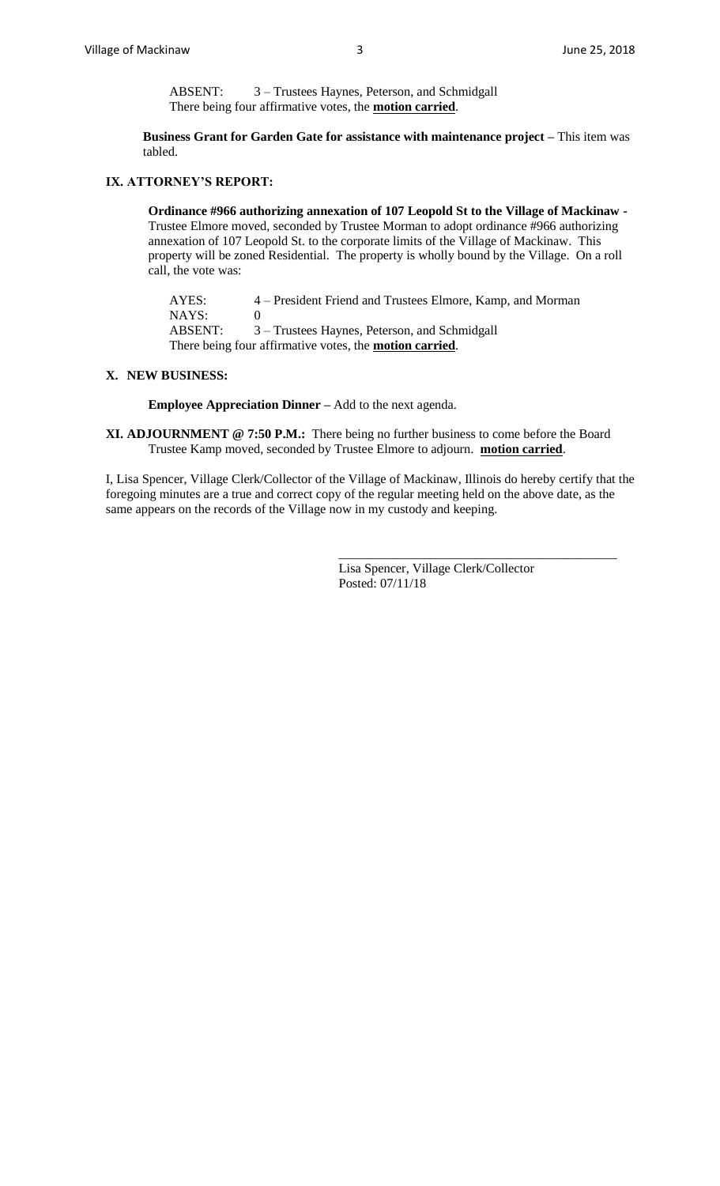ABSENT: 3 – Trustees Haynes, Peterson, and Schmidgall
There being four affirmative votes, the **motion carried**.

**Business Grant for Garden Gate for assistance with maintenance project –** This item was tabled.

## IX. ATTORNEY'S REPORT:

**Ordinance #966 authorizing annexation of 107 Leopold St to the Village of Mackinaw -** Trustee Elmore moved, seconded by Trustee Morman to adopt ordinance #966 authorizing annexation of 107 Leopold St. to the corporate limits of the Village of Mackinaw. This property will be zoned Residential. The property is wholly bound by the Village. On a roll call, the vote was:

AYES: 4 – President Friend and Trustees Elmore, Kamp, and Morman
NAYS: 0
ABSENT: 3 – Trustees Haynes, Peterson, and Schmidgall
There being four affirmative votes, the **motion carried**.

## X. NEW BUSINESS:

**Employee Appreciation Dinner –** Add to the next agenda.

**XI. ADJOURNMENT @ 7:50 P.M.:** There being no further business to come before the Board Trustee Kamp moved, seconded by Trustee Elmore to adjourn. **motion carried**.

I, Lisa Spencer, Village Clerk/Collector of the Village of Mackinaw, Illinois do hereby certify that the foregoing minutes are a true and correct copy of the regular meeting held on the above date, as the same appears on the records of the Village now in my custody and keeping.

\_\_\_\_\_\_\_\_\_\_\_\_\_\_\_\_\_\_\_\_\_\_\_\_\_\_\_\_\_\_\_\_\_\_\_\_\_\_\_\_\_\_\_\_

Lisa Spencer, Village Clerk/Collector
Posted: 07/11/18